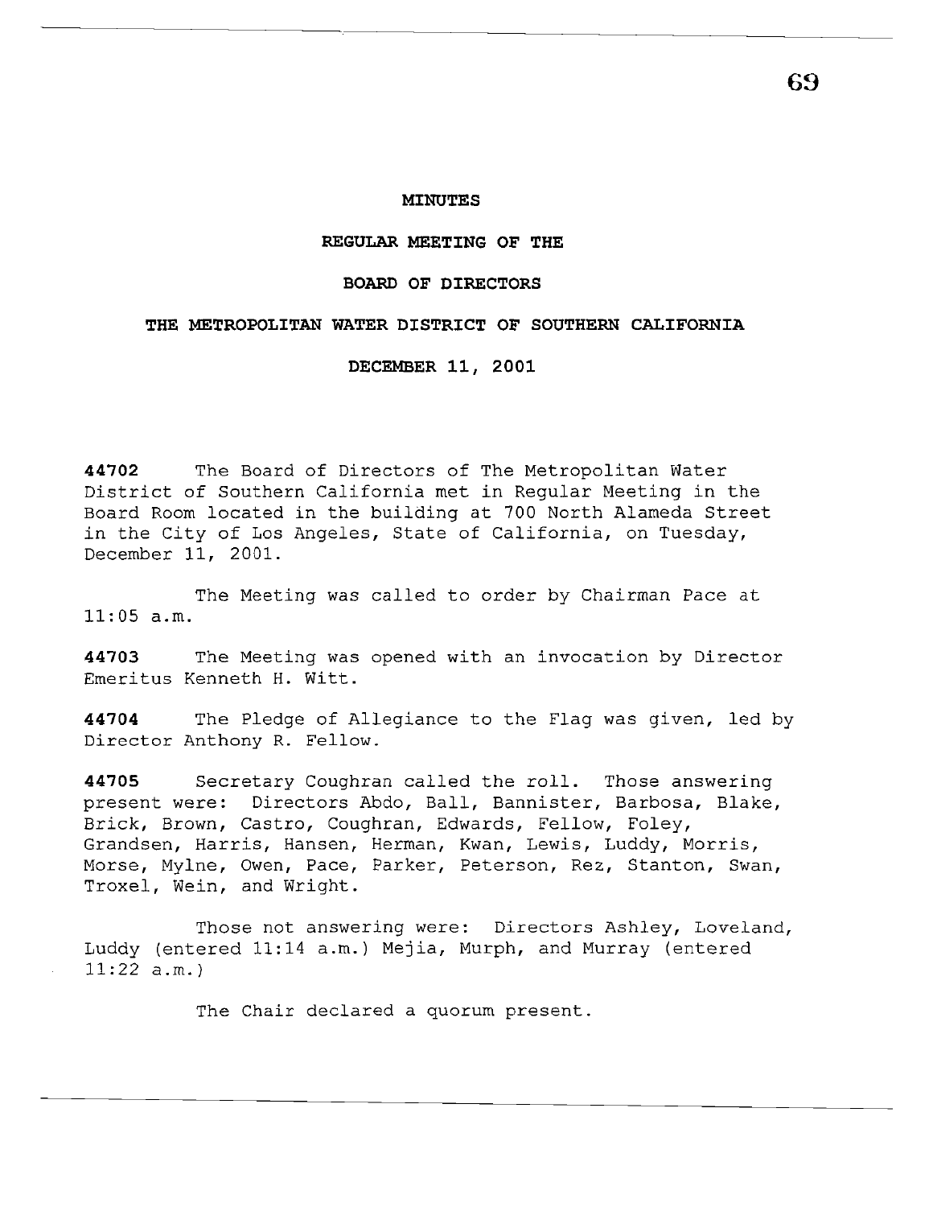# MINUTES

## REGULAR MEETING OF THE

## BOARD OF DIRECTORS

## THE METROPOLITAN WATER DISTRICT OF SOUTHERN CALIFORNIA

## DECEMBER 11, 2001

**44702** The Board of Directors of The Metropolitan Water District of Southern California met in Regular Meeting in the Board Room located in the building at 700 North Alameda Street in the City of Los Angeles, State of California, on Tuesday, December 11, 2001.

The Meeting was called to order by Chairman Pace at 11:05 a.m.

**44703** The Meeting was opened with an invocation by Director Emeritus Kenneth H. Witt.

**44704** The Pledge of Allegiance to the Flag was given, led by Director Anthony R. Fellow.

**44705** Secretary Coughran called the roll. Those answering present were: Directors Abdo, Ball, Bannister, Barbosa, Blake, Brick, Brown, Castro, Coughran, Edwards, Fellow, Foley, Grandsen, Harris, Hansen, Herman, Kwan, Lewis, Luddy, Morris, Morse, Mylne, Owen, Pace, Parker, Peterson, Rez, Stanton, Swan, Troxel, Wein, and Wright.

Those not answering were: Directors Ashley, Loveland, Luddy (entered 11:14 a.m.) Mejia, Murph, and Murray (entered 11:22 a.m.)

The Chair declared a quorum present.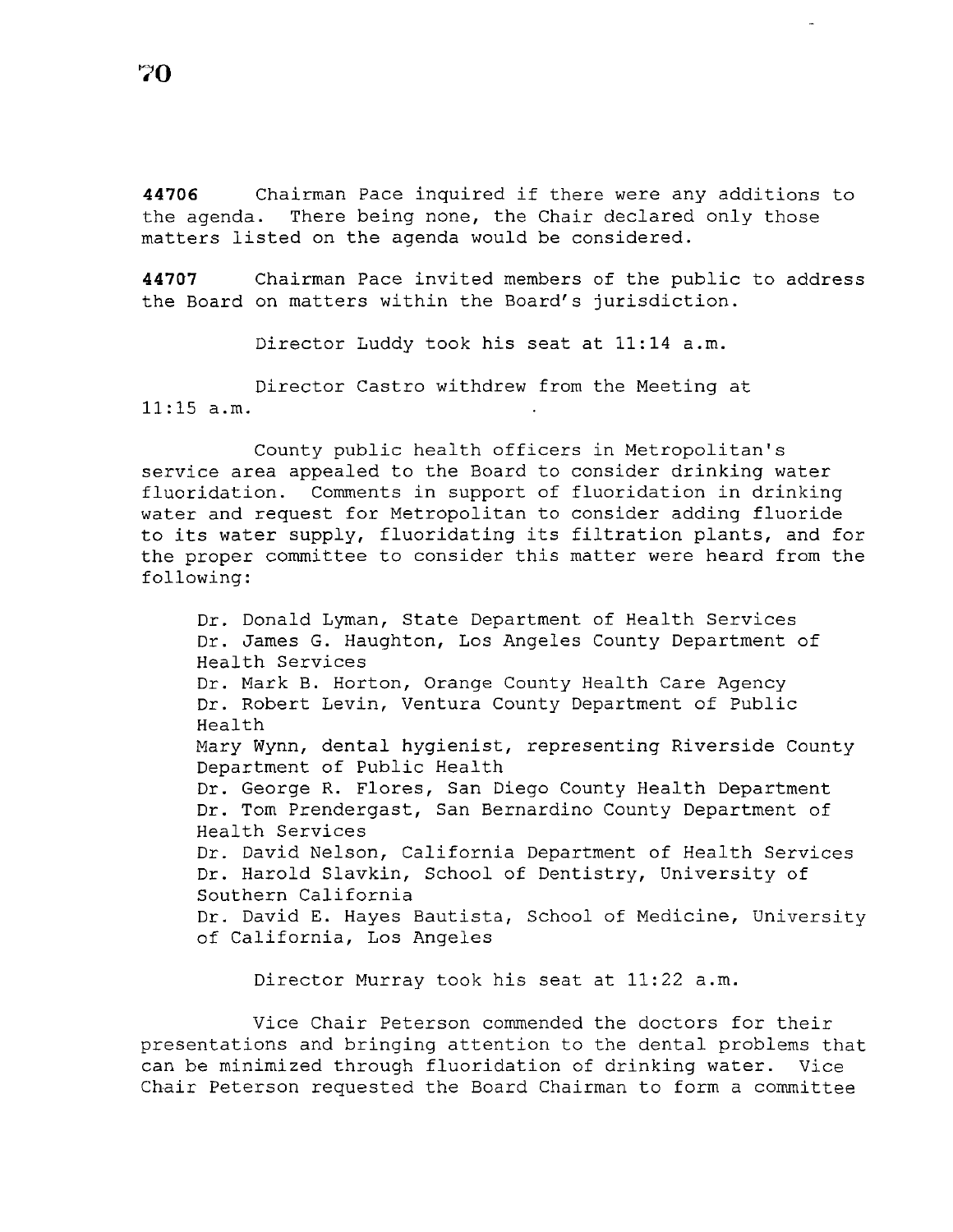**44706** Chairman Pace inquired if there were any additions to the agenda. There being none, the Chair declared only those matters listed on the agenda would be considered.

**44707** Chairman Pace invited members of the public to address the Board on matters within the Board's jurisdiction.

Director Luddy took his seat at 11:14 a.m.

Director Castro withdrew from the Meeting at 11:15 a.m.

County public health officers in Metropolitan's service area appealed to the Board to consider drinking water fluoridation. Comments in support of fluoridation in drinking water and request for Metropolitan to consider adding fluoride to its water supply, fluoridating its filtration plants, and for the proper committee to consider this matter were heard from the following:

Dr. Donald Lyman, State Department of Health Services
Dr. James G. Haughton, Los Angeles County Department of Health Services
Dr. Mark B. Horton, Orange County Health Care Agency
Dr. Robert Levin, Ventura County Department of Public Health
Mary Wynn, dental hygienist, representing Riverside County Department of Public Health
Dr. George R. Flores, San Diego County Health Department
Dr. Tom Prendergast, San Bernardino County Department of Health Services
Dr. David Nelson, California Department of Health Services
Dr. Harold Slavkin, School of Dentistry, University of Southern California
Dr. David E. Hayes Bautista, School of Medicine, University of California, Los Angeles

Director Murray took his seat at 11:22 a.m.

Vice Chair Peterson commended the doctors for their presentations and bringing attention to the dental problems that can be minimized through fluoridation of drinking water. Vice Chair Peterson requested the Board Chairman to form a committee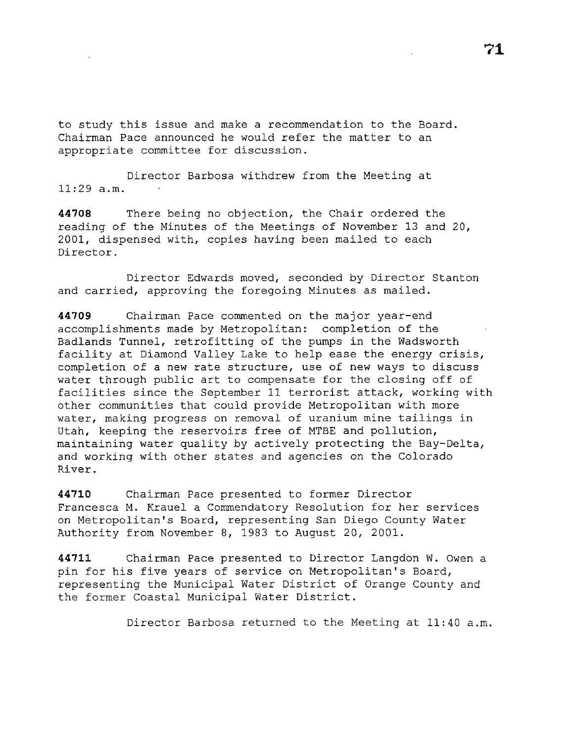to study this issue and make a recommendation to the Board. Chairman Pace announced he would refer the matter to an appropriate committee for discussion.

Director Barbosa withdrew from the Meeting at 11:29 a.m.

**44708** There being no objection, the Chair ordered the reading of the Minutes of the Meetings of November 13 and 20, 2001, dispensed with, copies having been mailed to each Director.

Director Edwards moved, seconded by Director Stanton and carried, approving the foregoing Minutes as mailed.

**44709** Chairman Pace commented on the major year-end accomplishments made by Metropolitan: completion of the Badlands Tunnel, retrofitting of the pumps in the Wadsworth facility at Diamond Valley Lake to help ease the energy crisis, completion of a new rate structure, use of new ways to discuss water through public art to compensate for the closing off of facilities since the September 11 terrorist attack, working with other communities that could provide Metropolitan with more water, making progress on removal of uranium mine tailings in Utah, keeping the reservoirs free of MTBE and pollution, maintaining water quality by actively protecting the Bay-Delta, and working with other states and agencies on the Colorado River.

**44710** Chairman Pace presented to former Director Francesca M. Krauel a Commendatory Resolution for her services on Metropolitan's Board, representing San Diego County Water Authority from November 8, 1983 to August 20, 2001.

**44711** Chairman Pace presented to Director Langdon W. Owen a pin for his five years of service on Metropolitan's Board, representing the Municipal Water District of Orange County and the former Coastal Municipal Water District.

Director Barbosa returned to the Meeting at 11:40 a.m.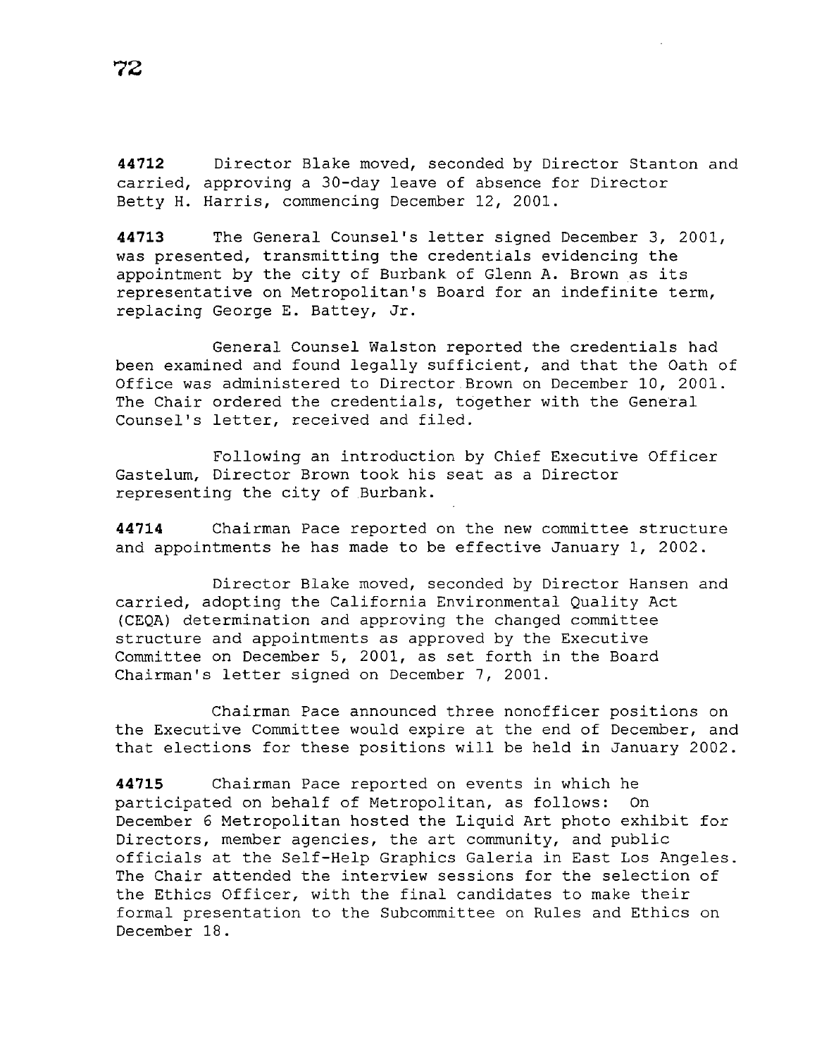**44712** Director Blake moved, seconded by Director Stanton and carried, approving a 30-day leave of absence for Director Betty H. Harris, commencing December 12, 2001.

**44713** The General Counsel's letter signed December 3, 2001, was presented, transmitting the credentials evidencing the appointment by the city of Burbank of Glenn A. Brown as its representative on Metropolitan's Board for an indefinite term, replacing George E. Battey, Jr.

General Counsel Walston reported the credentials had been examined and found legally sufficient, and that the Oath of Office was administered to Director Brown on December 10, 2001. The Chair ordered the credentials, together with the General Counsel's letter, received and filed.

Following an introduction by Chief Executive Officer Gastelum, Director Brown took his seat as a Director representing the city of Burbank.

**44714** Chairman Pace reported on the new committee structure and appointments he has made to be effective January 1, 2002.

Director Blake moved, seconded by Director Hansen and carried, adopting the California Environmental Quality Act (CEQA) determination and approving the changed committee structure and appointments as approved by the Executive Committee on December 5, 2001, as set forth in the Board Chairman's letter signed on December 7, 2001.

Chairman Pace announced three nonofficer positions on the Executive Committee would expire at the end of December, and that elections for these positions will be held in January 2002.

**44715** Chairman Pace reported on events in which he participated on behalf of Metropolitan, as follows: On December 6 Metropolitan hosted the Liquid Art photo exhibit for Directors, member agencies, the art community, and public officials at the Self-Help Graphics Galeria in East Los Angeles. The Chair attended the interview sessions for the selection of the Ethics Officer, with the final candidates to make their formal presentation to the Subcommittee on Rules and Ethics on December 18.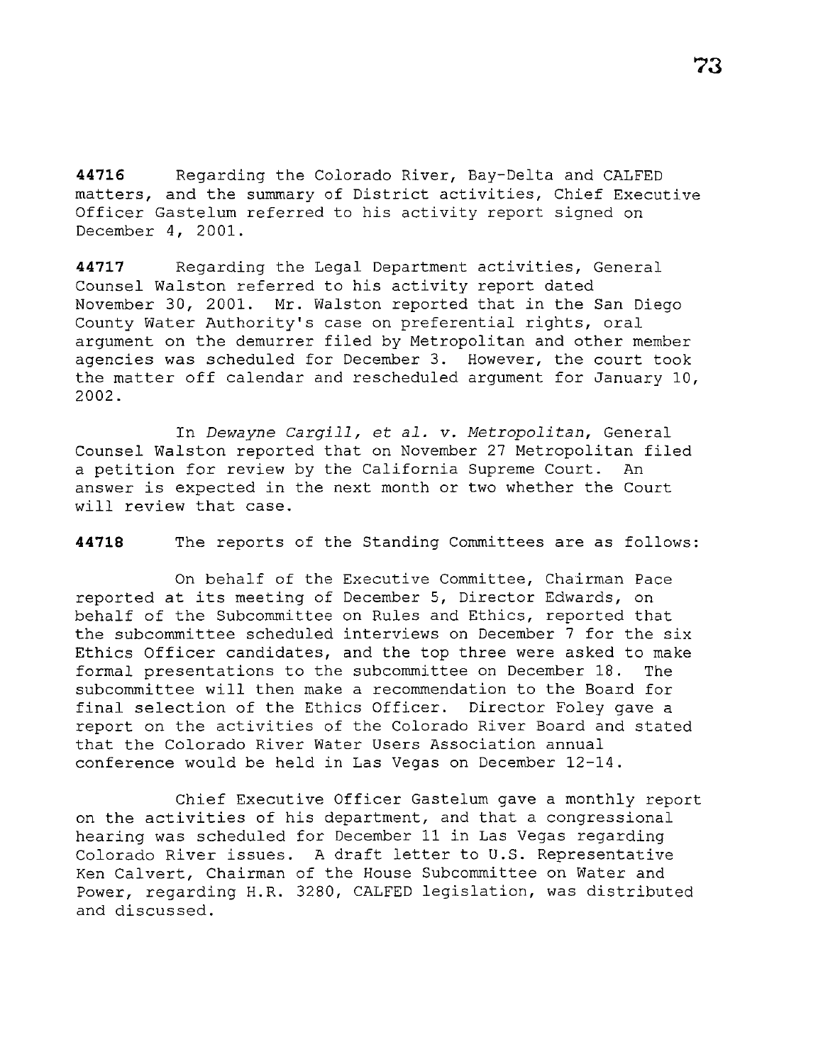**44716** Regarding the Colorado River, Bay-Delta and CALFED matters, and the summary of District activities, Chief Executive Officer Gastelum referred to his activity report signed on December 4, 2001.

**44717** Regarding the Legal Department activities, General Counsel Walston referred to his activity report dated November 30, 2001. Mr. Walston reported that in the San Diego County Water Authority's case on preferential rights, oral argument on the demurrer filed by Metropolitan and other member agencies was scheduled for December 3. However, the court took the matter off calendar and rescheduled argument for January 10, 2002.

In *Dewayne Cargill, et al. v. Metropolitan*, General Counsel Walston reported that on November 27 Metropolitan filed a petition for review by the California Supreme Court. An answer is expected in the next month or two whether the Court will review that case.

**44718** The reports of the Standing Committees are as follows:

On behalf of the Executive Committee, Chairman Pace reported at its meeting of December 5, Director Edwards, on behalf of the Subcommittee on Rules and Ethics, reported that the subcommittee scheduled interviews on December 7 for the six Ethics Officer candidates, and the top three were asked to make formal presentations to the subcommittee on December 18. The subcommittee will then make a recommendation to the Board for final selection of the Ethics Officer. Director Foley gave a report on the activities of the Colorado River Board and stated that the Colorado River Water Users Association annual conference would be held in Las Vegas on December 12-14.

Chief Executive Officer Gastelum gave a monthly report on the activities of his department, and that a congressional hearing was scheduled for December 11 in Las Vegas regarding Colorado River issues. A draft letter to U.S. Representative Ken Calvert, Chairman of the House Subcommittee on Water and Power, regarding H.R. 3280, CALFED legislation, was distributed and discussed.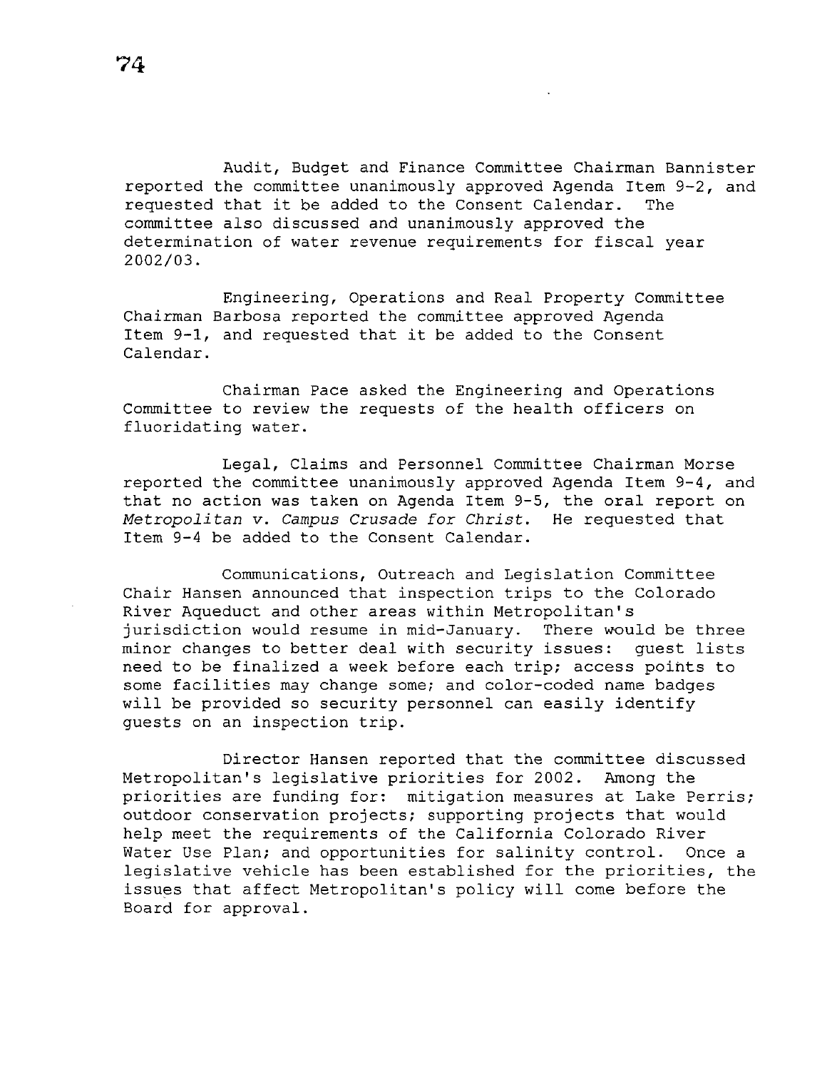Audit, Budget and Finance Committee Chairman Bannister reported the committee unanimously approved Agenda Item 9-2, and requested that it be added to the Consent Calendar. The committee also discussed and unanimously approved the determination of water revenue requirements for fiscal year 2002/03.

Engineering, Operations and Real Property Committee Chairman Barbosa reported the committee approved Agenda Item 9-1, and requested that it be added to the Consent Calendar.

Chairman Pace asked the Engineering and Operations Committee to review the requests of the health officers on fluoridating water.

Legal, Claims and Personnel Committee Chairman Morse reported the committee unanimously approved Agenda Item 9-4, and that no action was taken on Agenda Item 9-5, the oral report on *Metropolitan v. Campus Crusade for Christ*. He requested that Item 9-4 be added to the Consent Calendar.

Communications, Outreach and Legislation Committee Chair Hansen announced that inspection trips to the Colorado River Aqueduct and other areas within Metropolitan's jurisdiction would resume in mid-January. There would be three minor changes to better deal with security issues: guest lists need to be finalized a week before each trip; access points to some facilities may change some; and color-coded name badges will be provided so security personnel can easily identify guests on an inspection trip.

Director Hansen reported that the committee discussed Metropolitan's legislative priorities for 2002. Among the priorities are funding for: mitigation measures at Lake Perris; outdoor conservation projects; supporting projects that would help meet the requirements of the California Colorado River Water Use Plan; and opportunities for salinity control. Once a legislative vehicle has been established for the priorities, the issues that affect Metropolitan's policy will come before the Board for approval.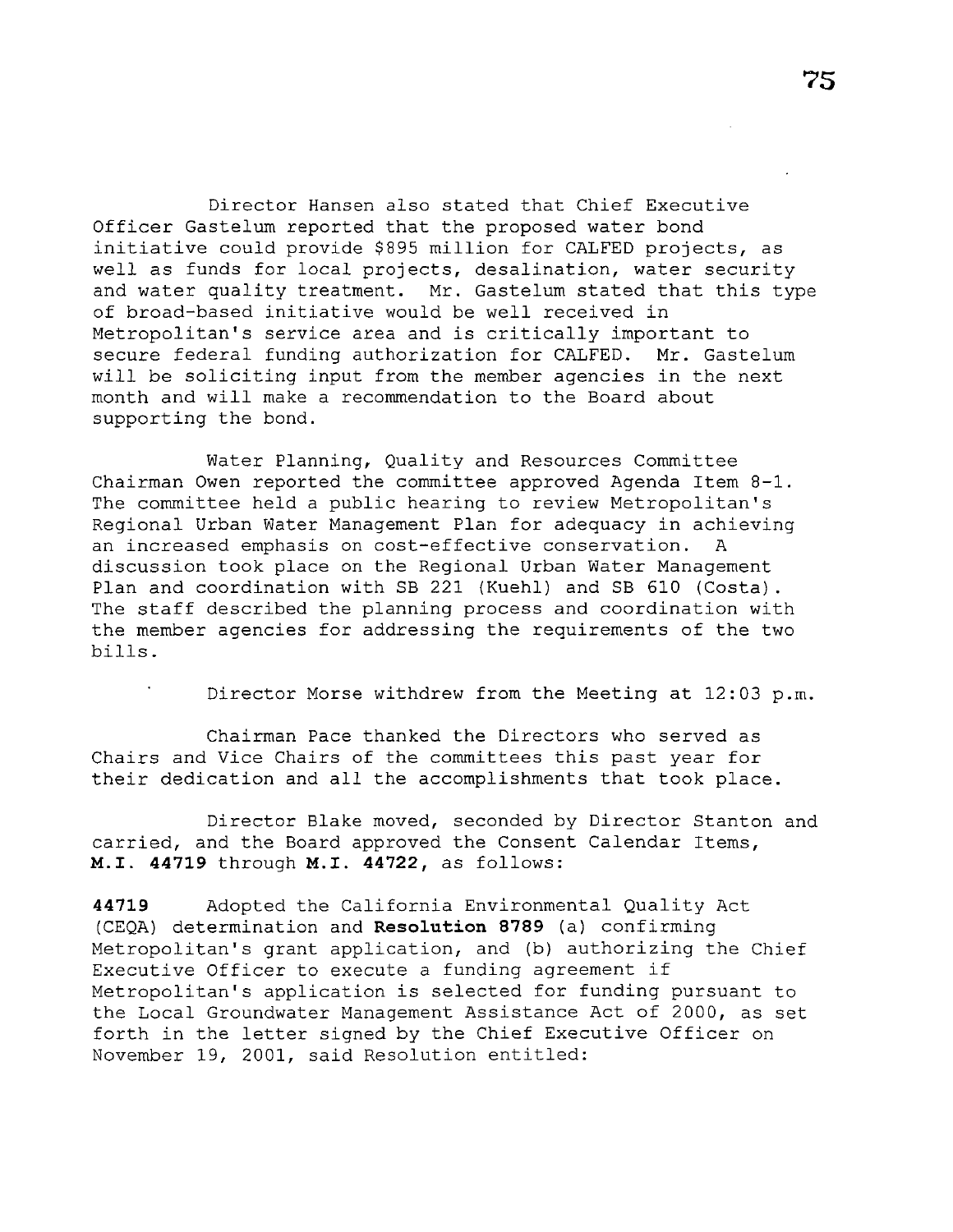Director Hansen also stated that Chief Executive Officer Gastelum reported that the proposed water bond initiative could provide $895 million for CALFED projects, as well as funds for local projects, desalination, water security and water quality treatment. Mr. Gastelum stated that this type of broad-based initiative would be well received in Metropolitan's service area and is critically important to secure federal funding authorization for CALFED. Mr. Gastelum will be soliciting input from the member agencies in the next month and will make a recommendation to the Board about supporting the bond.

Water Planning, Quality and Resources Committee Chairman Owen reported the committee approved Agenda Item 8-1. The committee held a public hearing to review Metropolitan's Regional Urban Water Management Plan for adequacy in achieving an increased emphasis on cost-effective conservation. A discussion took place on the Regional Urban Water Management Plan and coordination with SB 221 (Kuehl) and SB 610 (Costa). The staff described the planning process and coordination with the member agencies for addressing the requirements of the two bills.

Director Morse withdrew from the Meeting at 12:03 p.m.

Chairman Pace thanked the Directors who served as Chairs and Vice Chairs of the committees this past year for their dedication and all the accomplishments that took place.

Director Blake moved, seconded by Director Stanton and carried, and the Board approved the Consent Calendar Items, **M.I. 44719** through **M.I. 44722**, as follows:

**44719** Adopted the California Environmental Quality Act (CEQA) determination and **Resolution 8789** (a) confirming Metropolitan's grant application, and (b) authorizing the Chief Executive Officer to execute a funding agreement if Metropolitan's application is selected for funding pursuant to the Local Groundwater Management Assistance Act of 2000, as set forth in the letter signed by the Chief Executive Officer on November 19, 2001, said Resolution entitled: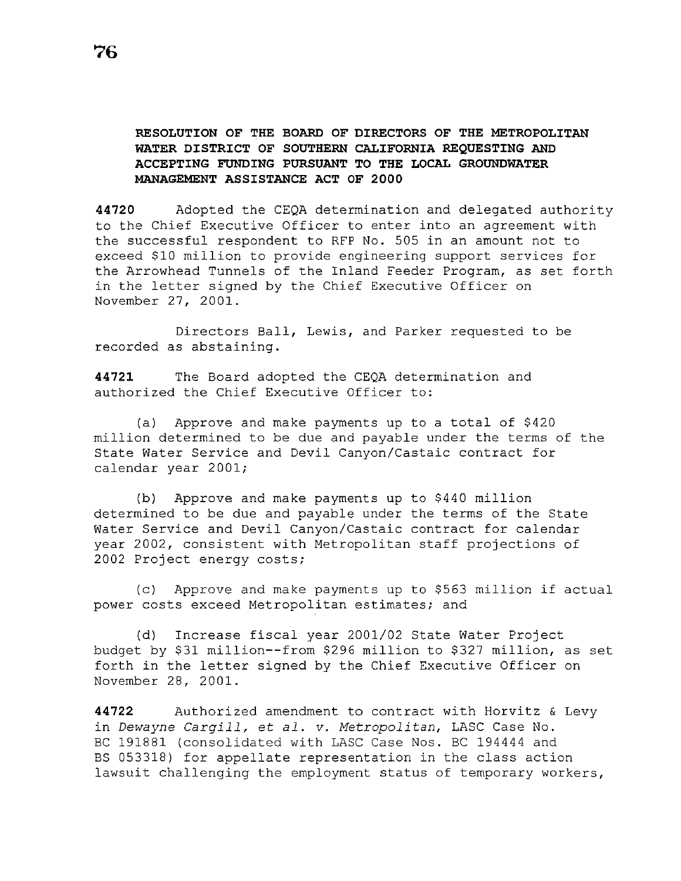**RESOLUTION OF THE BOARD OF DIRECTORS OF THE METROPOLITAN WATER DISTRICT OF SOUTHERN CALIFORNIA REQUESTING AND ACCEPTING FUNDING PURSUANT TO THE LOCAL GROUNDWATER MANAGEMENT ASSISTANCE ACT OF 2000**

**44720** Adopted the CEQA determination and delegated authority to the Chief Executive Officer to enter into an agreement with the successful respondent to RFP No. 505 in an amount not to exceed $10 million to provide engineering support services for the Arrowhead Tunnels of the Inland Feeder Program, as set forth in the letter signed by the Chief Executive Officer on November 27, 2001.

Directors Ball, Lewis, and Parker requested to be recorded as abstaining.

**44721** The Board adopted the CEQA determination and authorized the Chief Executive Officer to:

(a) Approve and make payments up to a total of $420 million determined to be due and payable under the terms of the State Water Service and Devil Canyon/Castaic contract for calendar year 2001;

(b) Approve and make payments up to $440 million determined to be due and payable under the terms of the State Water Service and Devil Canyon/Castaic contract for calendar year 2002, consistent with Metropolitan staff projections of 2002 Project energy costs;

(c) Approve and make payments up to $563 million if actual power costs exceed Metropolitan estimates; and

(d) Increase fiscal year 2001/02 State Water Project budget by $31 million--from $296 million to $327 million, as set forth in the letter signed by the Chief Executive Officer on November 28, 2001.

**44722** Authorized amendment to contract with Horvitz & Levy in *Dewayne Cargill, et al. v. Metropolitan*, LASC Case No. BC 191881 (consolidated with LASC Case Nos. BC 194444 and BS 053318) for appellate representation in the class action lawsuit challenging the employment status of temporary workers,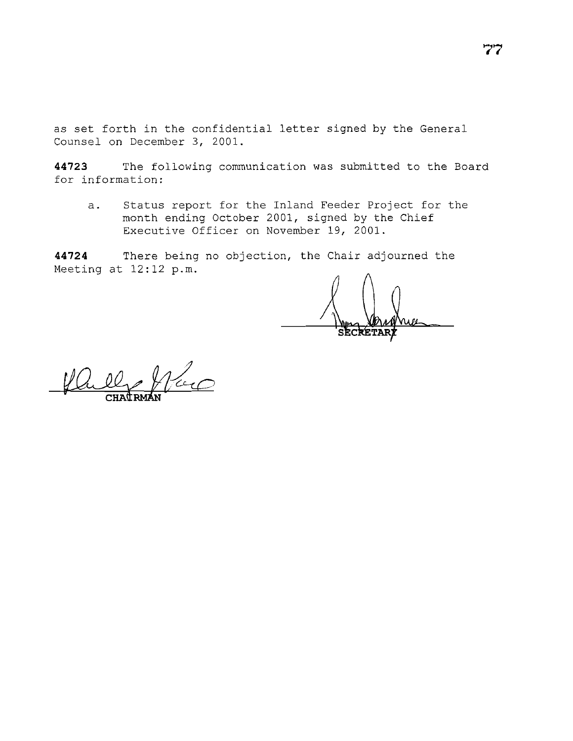as set forth in the confidential letter signed by the General Counsel on December 3, 2001.

**44723** The following communication was submitted to the Board for information:

a. Status report for the Inland Feeder Project for the month ending October 2001, signed by the Chief Executive Officer on November 19, 2001.

**44724** There being no objection, the Chair adjourned the Meeting at 12:12 p.m.

SECRETARY

CHAIRMAN